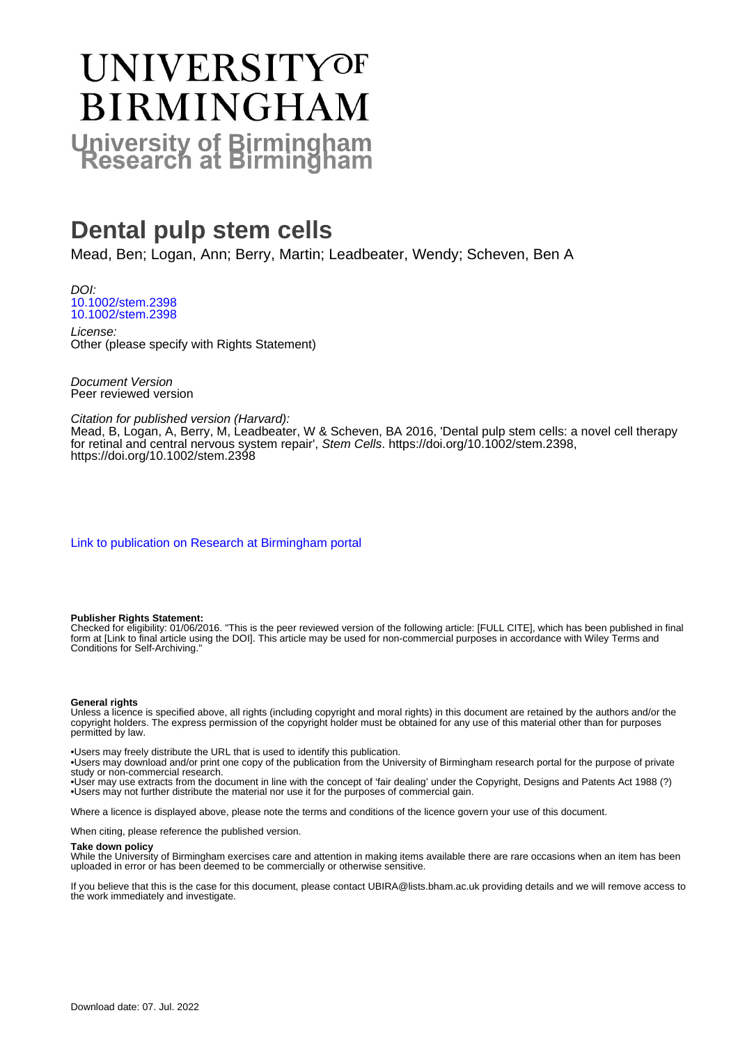# UNIVERSITY OF BIRMINGHAM

## University of Birmingham Research at Birmingham

# Dental pulp stem cells

Mead, Ben; Logan, Ann; Berry, Martin; Leadbeater, Wendy; Scheven, Ben A

*DOI:*
[10.1002/stem.2398](https://doi.org/10.1002/stem.2398)
[10.1002/stem.2398](https://doi.org/10.1002/stem.2398)

*License:*
Other (please specify with Rights Statement)

*Document Version*
Peer reviewed version

*Citation for published version (Harvard):*
Mead, B, Logan, A, Berry, M, Leadbeater, W & Scheven, BA 2016, 'Dental pulp stem cells: a novel cell therapy for retinal and central nervous system repair', *Stem Cells*. https://doi.org/10.1002/stem.2398, https://doi.org/10.1002/stem.2398

[Link to publication on Research at Birmingham portal](#)

**Publisher Rights Statement:**
Checked for eligibility: 01/06/2016. "This is the peer reviewed version of the following article: [FULL CITE], which has been published in final form at [Link to final article using the DOI]. This article may be used for non-commercial purposes in accordance with Wiley Terms and Conditions for Self-Archiving."

**General rights**
Unless a licence is specified above, all rights (including copyright and moral rights) in this document are retained by the authors and/or the copyright holders. The express permission of the copyright holder must be obtained for any use of this material other than for purposes permitted by law.

•Users may freely distribute the URL that is used to identify this publication.
•Users may download and/or print one copy of the publication from the University of Birmingham research portal for the purpose of private study or non-commercial research.
•User may use extracts from the document in line with the concept of 'fair dealing' under the Copyright, Designs and Patents Act 1988 (?)
•Users may not further distribute the material nor use it for the purposes of commercial gain.

Where a licence is displayed above, please note the terms and conditions of the licence govern your use of this document.

When citing, please reference the published version.

**Take down policy**
While the University of Birmingham exercises care and attention in making items available there are rare occasions when an item has been uploaded in error or has been deemed to be commercially or otherwise sensitive.

If you believe that this is the case for this document, please contact UBIRA@lists.bham.ac.uk providing details and we will remove access to the work immediately and investigate.

Download date: 07. Jul. 2022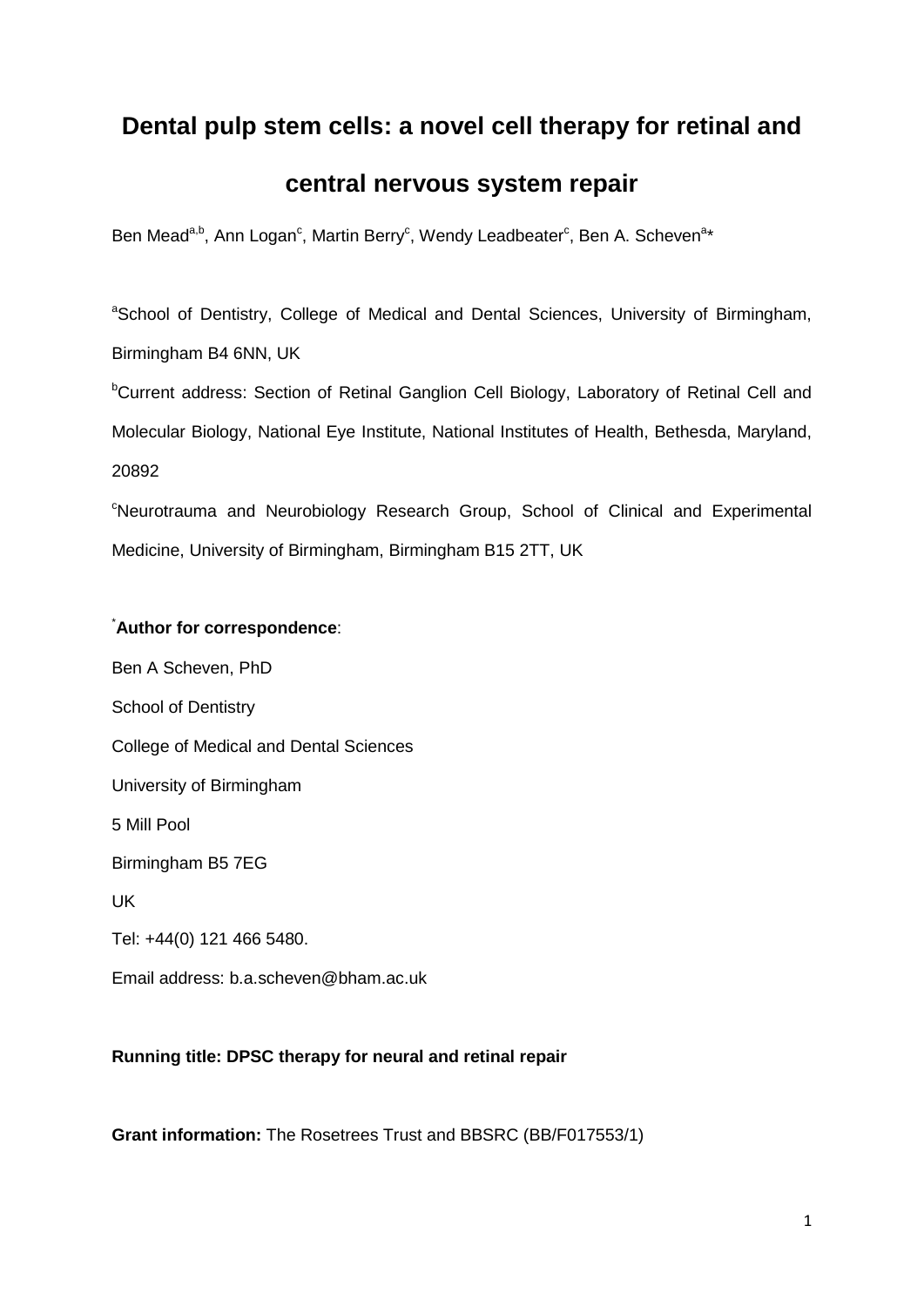# Dental pulp stem cells: a novel cell therapy for retinal and central nervous system repair

Ben Mead[a,b], Ann Logan[c], Martin Berry[c], Wendy Leadbeater[c], Ben A. Scheven[a]*

[a]School of Dentistry, College of Medical and Dental Sciences, University of Birmingham, Birmingham B4 6NN, UK

[b]Current address: Section of Retinal Ganglion Cell Biology, Laboratory of Retinal Cell and Molecular Biology, National Eye Institute, National Institutes of Health, Bethesda, Maryland, 20892

[c]Neurotrauma and Neurobiology Research Group, School of Clinical and Experimental Medicine, University of Birmingham, Birmingham B15 2TT, UK

*Author for correspondence**:

Ben A Scheven, PhD

School of Dentistry

College of Medical and Dental Sciences

University of Birmingham

5 Mill Pool

Birmingham B5 7EG

UK

Tel: +44(0) 121 466 5480.

Email address: b.a.scheven@bham.ac.uk

**Running title: DPSC therapy for neural and retinal repair**

**Grant information:** The Rosetrees Trust and BBSRC (BB/F017553/1)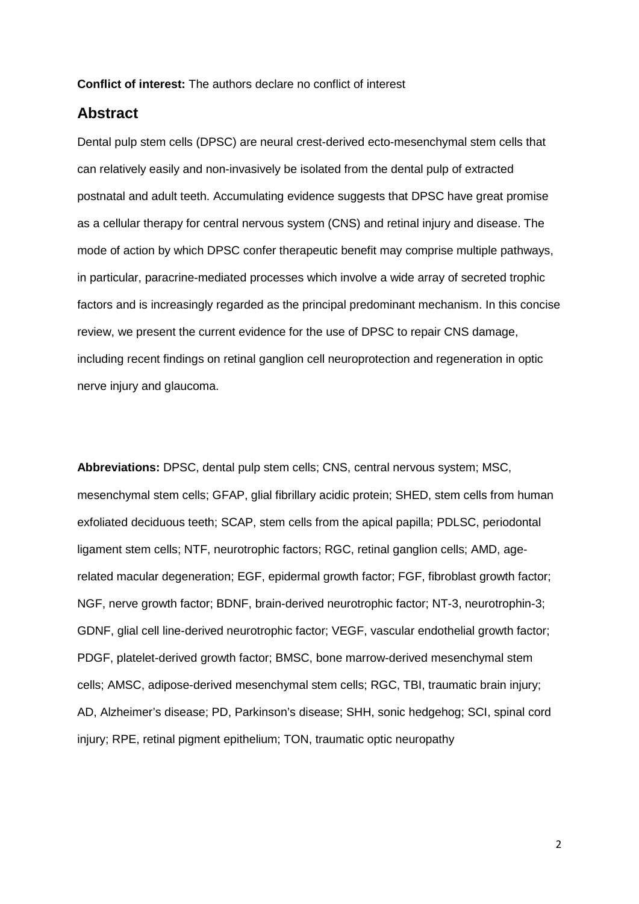**Conflict of interest:** The authors declare no conflict of interest

## Abstract

Dental pulp stem cells (DPSC) are neural crest-derived ecto-mesenchymal stem cells that can relatively easily and non-invasively be isolated from the dental pulp of extracted postnatal and adult teeth. Accumulating evidence suggests that DPSC have great promise as a cellular therapy for central nervous system (CNS) and retinal injury and disease. The mode of action by which DPSC confer therapeutic benefit may comprise multiple pathways, in particular, paracrine-mediated processes which involve a wide array of secreted trophic factors and is increasingly regarded as the principal predominant mechanism. In this concise review, we present the current evidence for the use of DPSC to repair CNS damage, including recent findings on retinal ganglion cell neuroprotection and regeneration in optic nerve injury and glaucoma.

**Abbreviations:** DPSC, dental pulp stem cells; CNS, central nervous system; MSC, mesenchymal stem cells; GFAP, glial fibrillary acidic protein; SHED, stem cells from human exfoliated deciduous teeth; SCAP, stem cells from the apical papilla; PDLSC, periodontal ligament stem cells; NTF, neurotrophic factors; RGC, retinal ganglion cells; AMD, age-related macular degeneration; EGF, epidermal growth factor; FGF, fibroblast growth factor; NGF, nerve growth factor; BDNF, brain-derived neurotrophic factor; NT-3, neurotrophin-3; GDNF, glial cell line-derived neurotrophic factor; VEGF, vascular endothelial growth factor; PDGF, platelet-derived growth factor; BMSC, bone marrow-derived mesenchymal stem cells; AMSC, adipose-derived mesenchymal stem cells; RGC, TBI, traumatic brain injury; AD, Alzheimer's disease; PD, Parkinson's disease; SHH, sonic hedgehog; SCI, spinal cord injury; RPE, retinal pigment epithelium; TON, traumatic optic neuropathy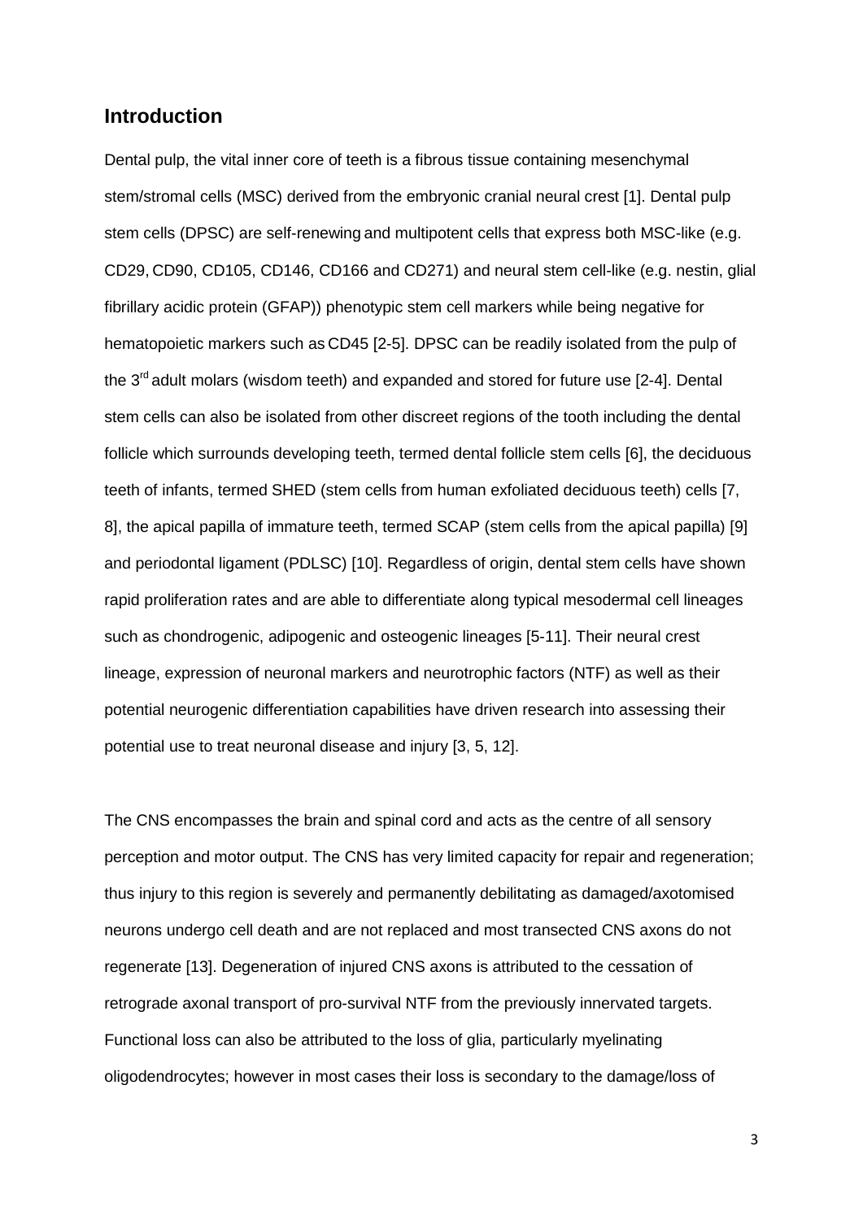## Introduction

Dental pulp, the vital inner core of teeth is a fibrous tissue containing mesenchymal stem/stromal cells (MSC) derived from the embryonic cranial neural crest [1]. Dental pulp stem cells (DPSC) are self-renewing and multipotent cells that express both MSC-like (e.g. CD29, CD90, CD105, CD146, CD166 and CD271) and neural stem cell-like (e.g. nestin, glial fibrillary acidic protein (GFAP)) phenotypic stem cell markers while being negative for hematopoietic markers such as CD45 [2-5]. DPSC can be readily isolated from the pulp of the 3rd adult molars (wisdom teeth) and expanded and stored for future use [2-4]. Dental stem cells can also be isolated from other discreet regions of the tooth including the dental follicle which surrounds developing teeth, termed dental follicle stem cells [6], the deciduous teeth of infants, termed SHED (stem cells from human exfoliated deciduous teeth) cells [7, 8], the apical papilla of immature teeth, termed SCAP (stem cells from the apical papilla) [9] and periodontal ligament (PDLSC) [10]. Regardless of origin, dental stem cells have shown rapid proliferation rates and are able to differentiate along typical mesodermal cell lineages such as chondrogenic, adipogenic and osteogenic lineages [5-11]. Their neural crest lineage, expression of neuronal markers and neurotrophic factors (NTF) as well as their potential neurogenic differentiation capabilities have driven research into assessing their potential use to treat neuronal disease and injury [3, 5, 12].

The CNS encompasses the brain and spinal cord and acts as the centre of all sensory perception and motor output. The CNS has very limited capacity for repair and regeneration; thus injury to this region is severely and permanently debilitating as damaged/axotomised neurons undergo cell death and are not replaced and most transected CNS axons do not regenerate [13]. Degeneration of injured CNS axons is attributed to the cessation of retrograde axonal transport of pro-survival NTF from the previously innervated targets. Functional loss can also be attributed to the loss of glia, particularly myelinating oligodendrocytes; however in most cases their loss is secondary to the damage/loss of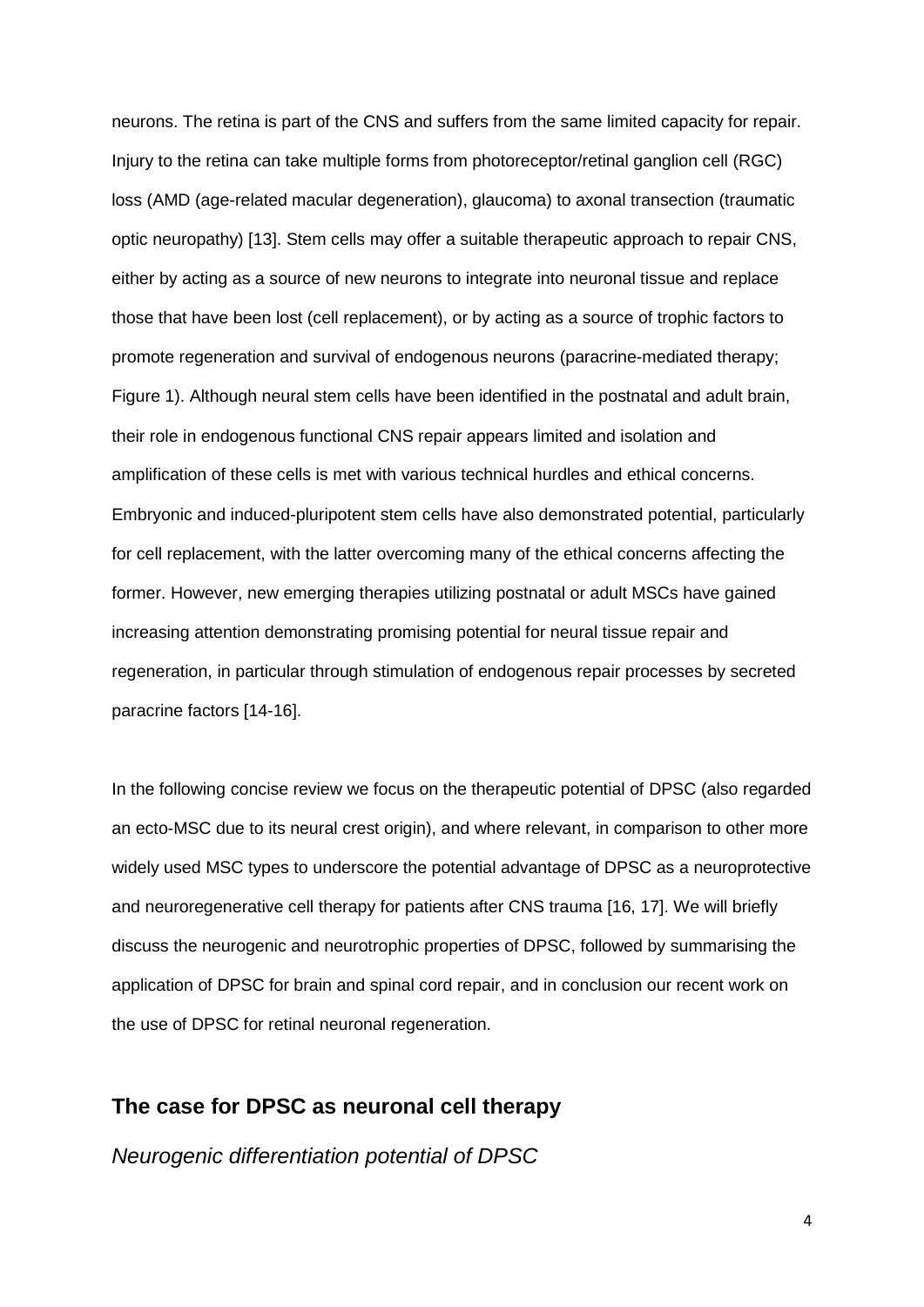neurons. The retina is part of the CNS and suffers from the same limited capacity for repair. Injury to the retina can take multiple forms from photoreceptor/retinal ganglion cell (RGC) loss (AMD (age-related macular degeneration), glaucoma) to axonal transection (traumatic optic neuropathy) [13]. Stem cells may offer a suitable therapeutic approach to repair CNS, either by acting as a source of new neurons to integrate into neuronal tissue and replace those that have been lost (cell replacement), or by acting as a source of trophic factors to promote regeneration and survival of endogenous neurons (paracrine-mediated therapy; Figure 1). Although neural stem cells have been identified in the postnatal and adult brain, their role in endogenous functional CNS repair appears limited and isolation and amplification of these cells is met with various technical hurdles and ethical concerns. Embryonic and induced-pluripotent stem cells have also demonstrated potential, particularly for cell replacement, with the latter overcoming many of the ethical concerns affecting the former. However, new emerging therapies utilizing postnatal or adult MSCs have gained increasing attention demonstrating promising potential for neural tissue repair and regeneration, in particular through stimulation of endogenous repair processes by secreted paracrine factors [14-16].

In the following concise review we focus on the therapeutic potential of DPSC (also regarded an ecto-MSC due to its neural crest origin), and where relevant, in comparison to other more widely used MSC types to underscore the potential advantage of DPSC as a neuroprotective and neuroregenerative cell therapy for patients after CNS trauma [16, 17]. We will briefly discuss the neurogenic and neurotrophic properties of DPSC, followed by summarising the application of DPSC for brain and spinal cord repair, and in conclusion our recent work on the use of DPSC for retinal neuronal regeneration.

## The case for DPSC as neuronal cell therapy

### *Neurogenic differentiation potential of DPSC*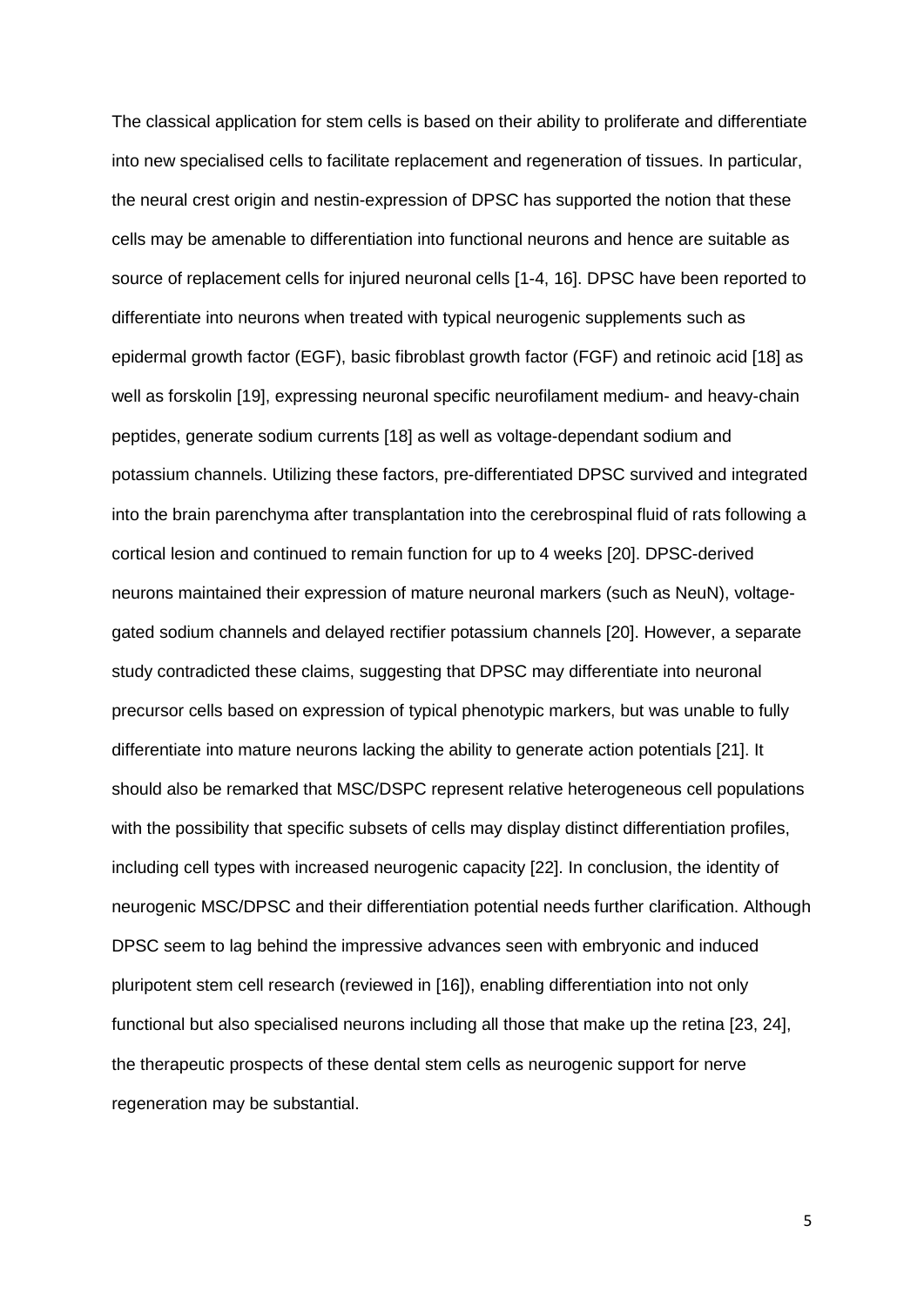The classical application for stem cells is based on their ability to proliferate and differentiate into new specialised cells to facilitate replacement and regeneration of tissues. In particular, the neural crest origin and nestin-expression of DPSC has supported the notion that these cells may be amenable to differentiation into functional neurons and hence are suitable as source of replacement cells for injured neuronal cells [1-4, 16]. DPSC have been reported to differentiate into neurons when treated with typical neurogenic supplements such as epidermal growth factor (EGF), basic fibroblast growth factor (FGF) and retinoic acid [18] as well as forskolin [19], expressing neuronal specific neurofilament medium- and heavy-chain peptides, generate sodium currents [18] as well as voltage-dependant sodium and potassium channels. Utilizing these factors, pre-differentiated DPSC survived and integrated into the brain parenchyma after transplantation into the cerebrospinal fluid of rats following a cortical lesion and continued to remain function for up to 4 weeks [20]. DPSC-derived neurons maintained their expression of mature neuronal markers (such as NeuN), voltage-gated sodium channels and delayed rectifier potassium channels [20]. However, a separate study contradicted these claims, suggesting that DPSC may differentiate into neuronal precursor cells based on expression of typical phenotypic markers, but was unable to fully differentiate into mature neurons lacking the ability to generate action potentials [21]. It should also be remarked that MSC/DSPC represent relative heterogeneous cell populations with the possibility that specific subsets of cells may display distinct differentiation profiles, including cell types with increased neurogenic capacity [22]. In conclusion, the identity of neurogenic MSC/DPSC and their differentiation potential needs further clarification. Although DPSC seem to lag behind the impressive advances seen with embryonic and induced pluripotent stem cell research (reviewed in [16]), enabling differentiation into not only functional but also specialised neurons including all those that make up the retina [23, 24], the therapeutic prospects of these dental stem cells as neurogenic support for nerve regeneration may be substantial.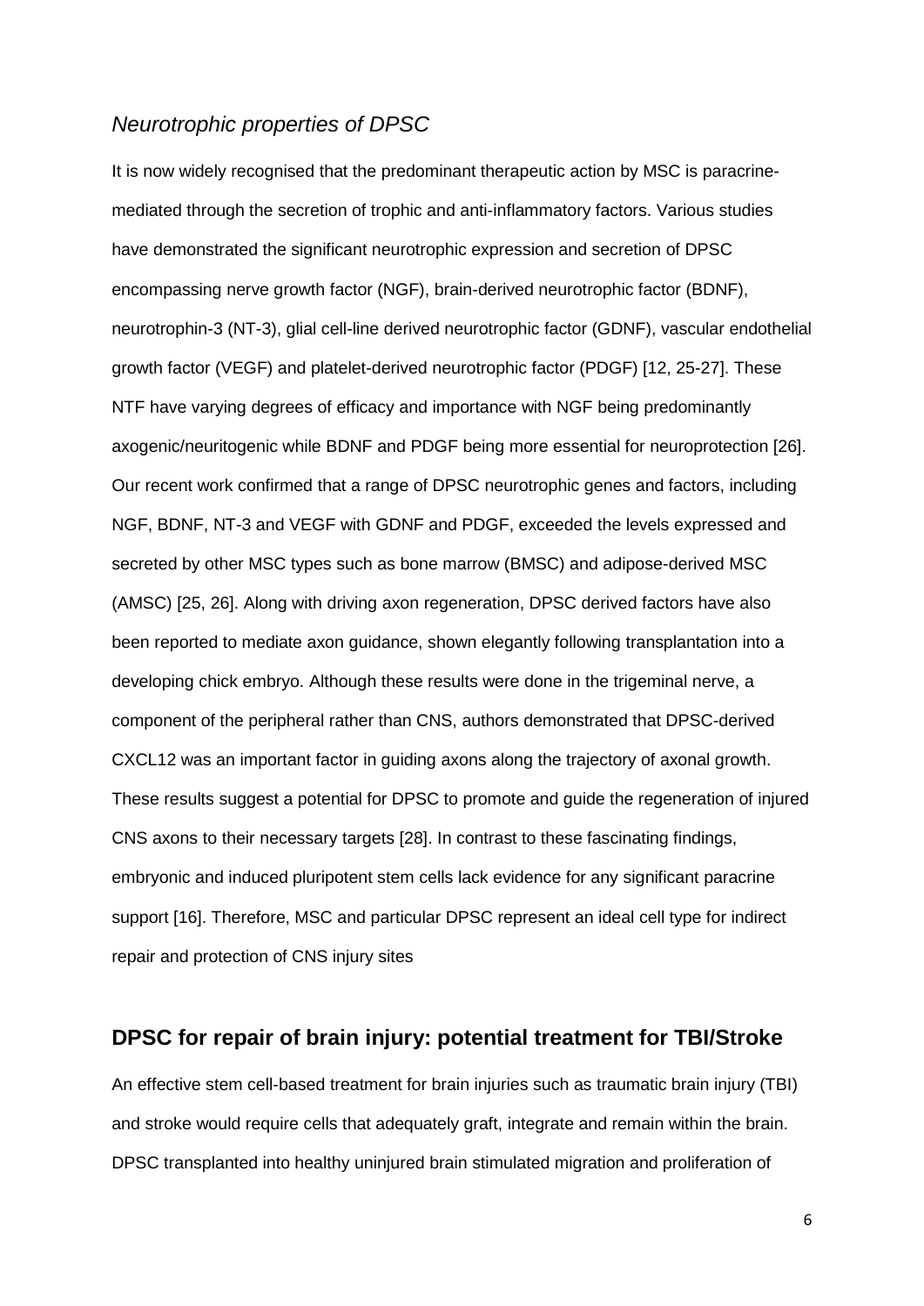### *Neurotrophic properties of DPSC*

It is now widely recognised that the predominant therapeutic action by MSC is paracrine-mediated through the secretion of trophic and anti-inflammatory factors. Various studies have demonstrated the significant neurotrophic expression and secretion of DPSC encompassing nerve growth factor (NGF), brain-derived neurotrophic factor (BDNF), neurotrophin-3 (NT-3), glial cell-line derived neurotrophic factor (GDNF), vascular endothelial growth factor (VEGF) and platelet-derived neurotrophic factor (PDGF) [12, 25-27]. These NTF have varying degrees of efficacy and importance with NGF being predominantly axogenic/neuritogenic while BDNF and PDGF being more essential for neuroprotection [26]. Our recent work confirmed that a range of DPSC neurotrophic genes and factors, including NGF, BDNF, NT-3 and VEGF with GDNF and PDGF, exceeded the levels expressed and secreted by other MSC types such as bone marrow (BMSC) and adipose-derived MSC (AMSC) [25, 26]. Along with driving axon regeneration, DPSC derived factors have also been reported to mediate axon guidance, shown elegantly following transplantation into a developing chick embryo. Although these results were done in the trigeminal nerve, a component of the peripheral rather than CNS, authors demonstrated that DPSC-derived CXCL12 was an important factor in guiding axons along the trajectory of axonal growth. These results suggest a potential for DPSC to promote and guide the regeneration of injured CNS axons to their necessary targets [28]. In contrast to these fascinating findings, embryonic and induced pluripotent stem cells lack evidence for any significant paracrine support [16]. Therefore, MSC and particular DPSC represent an ideal cell type for indirect repair and protection of CNS injury sites

## DPSC for repair of brain injury: potential treatment for TBI/Stroke

An effective stem cell-based treatment for brain injuries such as traumatic brain injury (TBI) and stroke would require cells that adequately graft, integrate and remain within the brain. DPSC transplanted into healthy uninjured brain stimulated migration and proliferation of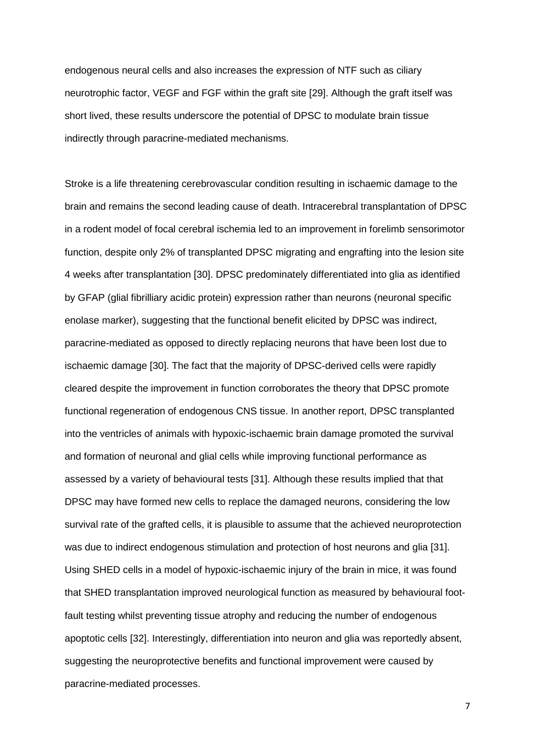endogenous neural cells and also increases the expression of NTF such as ciliary neurotrophic factor, VEGF and FGF within the graft site [29]. Although the graft itself was short lived, these results underscore the potential of DPSC to modulate brain tissue indirectly through paracrine-mediated mechanisms.

Stroke is a life threatening cerebrovascular condition resulting in ischaemic damage to the brain and remains the second leading cause of death. Intracerebral transplantation of DPSC in a rodent model of focal cerebral ischemia led to an improvement in forelimb sensorimotor function, despite only 2% of transplanted DPSC migrating and engrafting into the lesion site 4 weeks after transplantation [30]. DPSC predominately differentiated into glia as identified by GFAP (glial fibrilliary acidic protein) expression rather than neurons (neuronal specific enolase marker), suggesting that the functional benefit elicited by DPSC was indirect, paracrine-mediated as opposed to directly replacing neurons that have been lost due to ischaemic damage [30]. The fact that the majority of DPSC-derived cells were rapidly cleared despite the improvement in function corroborates the theory that DPSC promote functional regeneration of endogenous CNS tissue. In another report, DPSC transplanted into the ventricles of animals with hypoxic-ischaemic brain damage promoted the survival and formation of neuronal and glial cells while improving functional performance as assessed by a variety of behavioural tests [31]. Although these results implied that that DPSC may have formed new cells to replace the damaged neurons, considering the low survival rate of the grafted cells, it is plausible to assume that the achieved neuroprotection was due to indirect endogenous stimulation and protection of host neurons and glia [31]. Using SHED cells in a model of hypoxic-ischaemic injury of the brain in mice, it was found that SHED transplantation improved neurological function as measured by behavioural foot-fault testing whilst preventing tissue atrophy and reducing the number of endogenous apoptotic cells [32]. Interestingly, differentiation into neuron and glia was reportedly absent, suggesting the neuroprotective benefits and functional improvement were caused by paracrine-mediated processes.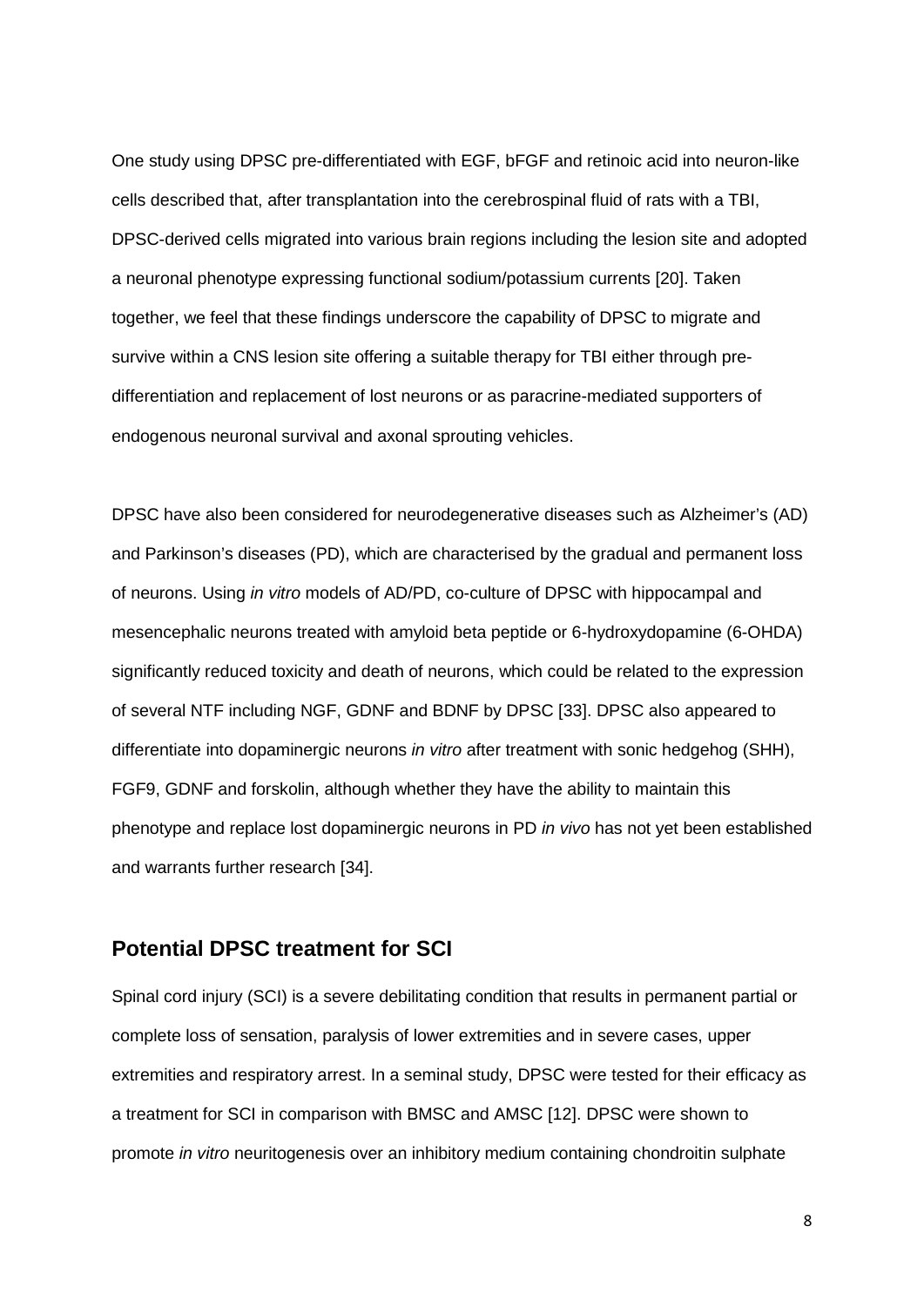One study using DPSC pre-differentiated with EGF, bFGF and retinoic acid into neuron-like cells described that, after transplantation into the cerebrospinal fluid of rats with a TBI, DPSC-derived cells migrated into various brain regions including the lesion site and adopted a neuronal phenotype expressing functional sodium/potassium currents [20]. Taken together, we feel that these findings underscore the capability of DPSC to migrate and survive within a CNS lesion site offering a suitable therapy for TBI either through pre-differentiation and replacement of lost neurons or as paracrine-mediated supporters of endogenous neuronal survival and axonal sprouting vehicles.

DPSC have also been considered for neurodegenerative diseases such as Alzheimer's (AD) and Parkinson's diseases (PD), which are characterised by the gradual and permanent loss of neurons. Using *in vitro* models of AD/PD, co-culture of DPSC with hippocampal and mesencephalic neurons treated with amyloid beta peptide or 6-hydroxydopamine (6-OHDA) significantly reduced toxicity and death of neurons, which could be related to the expression of several NTF including NGF, GDNF and BDNF by DPSC [33]. DPSC also appeared to differentiate into dopaminergic neurons *in vitro* after treatment with sonic hedgehog (SHH), FGF9, GDNF and forskolin, although whether they have the ability to maintain this phenotype and replace lost dopaminergic neurons in PD *in vivo* has not yet been established and warrants further research [34].

## Potential DPSC treatment for SCI

Spinal cord injury (SCI) is a severe debilitating condition that results in permanent partial or complete loss of sensation, paralysis of lower extremities and in severe cases, upper extremities and respiratory arrest. In a seminal study, DPSC were tested for their efficacy as a treatment for SCI in comparison with BMSC and AMSC [12]. DPSC were shown to promote *in vitro* neuritogenesis over an inhibitory medium containing chondroitin sulphate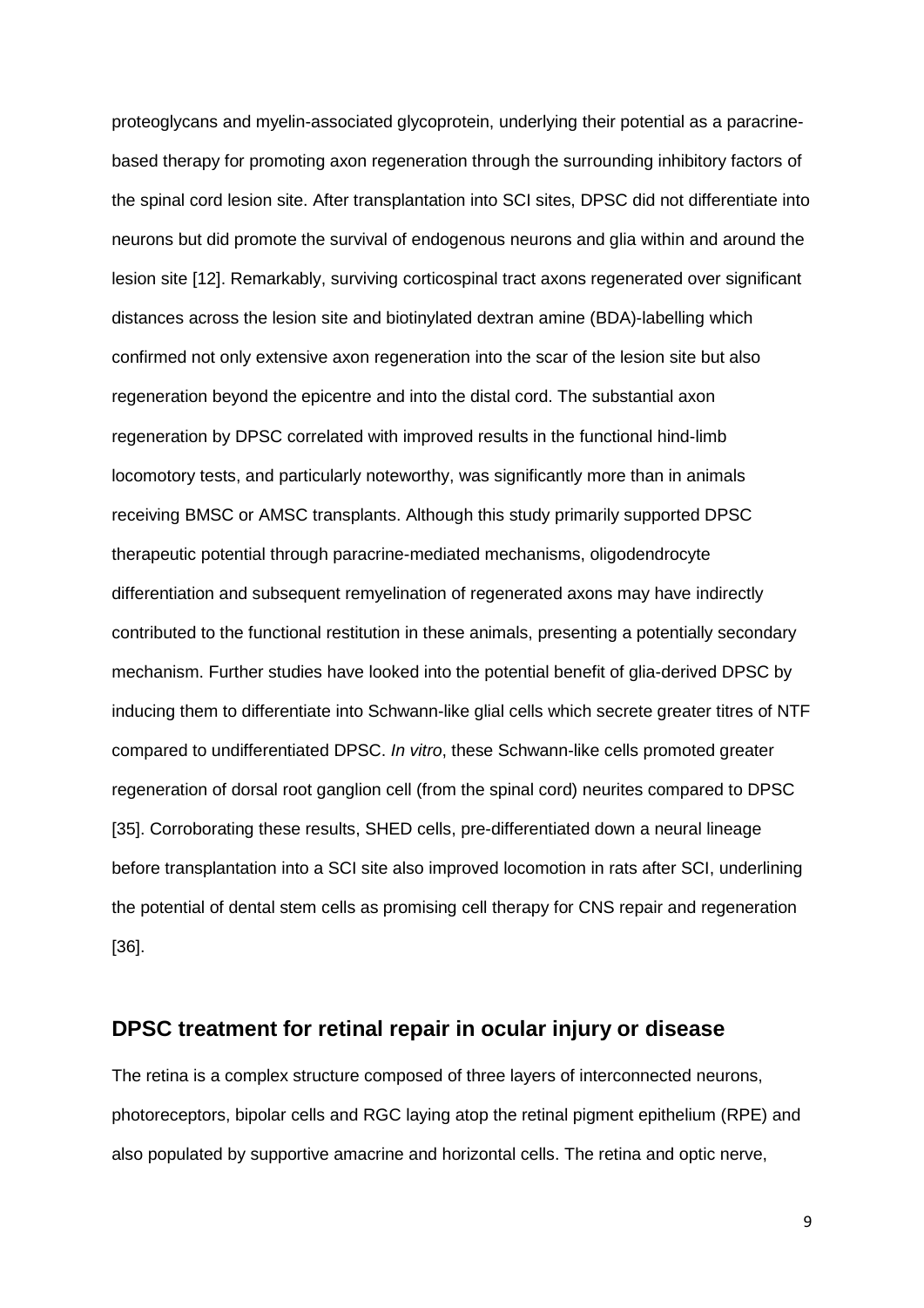proteoglycans and myelin-associated glycoprotein, underlying their potential as a paracrine-based therapy for promoting axon regeneration through the surrounding inhibitory factors of the spinal cord lesion site. After transplantation into SCI sites, DPSC did not differentiate into neurons but did promote the survival of endogenous neurons and glia within and around the lesion site [12]. Remarkably, surviving corticospinal tract axons regenerated over significant distances across the lesion site and biotinylated dextran amine (BDA)-labelling which confirmed not only extensive axon regeneration into the scar of the lesion site but also regeneration beyond the epicentre and into the distal cord. The substantial axon regeneration by DPSC correlated with improved results in the functional hind-limb locomotory tests, and particularly noteworthy, was significantly more than in animals receiving BMSC or AMSC transplants. Although this study primarily supported DPSC therapeutic potential through paracrine-mediated mechanisms, oligodendrocyte differentiation and subsequent remyelination of regenerated axons may have indirectly contributed to the functional restitution in these animals, presenting a potentially secondary mechanism. Further studies have looked into the potential benefit of glia-derived DPSC by inducing them to differentiate into Schwann-like glial cells which secrete greater titres of NTF compared to undifferentiated DPSC. *In vitro*, these Schwann-like cells promoted greater regeneration of dorsal root ganglion cell (from the spinal cord) neurites compared to DPSC [35]. Corroborating these results, SHED cells, pre-differentiated down a neural lineage before transplantation into a SCI site also improved locomotion in rats after SCI, underlining the potential of dental stem cells as promising cell therapy for CNS repair and regeneration [36].

## DPSC treatment for retinal repair in ocular injury or disease

The retina is a complex structure composed of three layers of interconnected neurons, photoreceptors, bipolar cells and RGC laying atop the retinal pigment epithelium (RPE) and also populated by supportive amacrine and horizontal cells. The retina and optic nerve,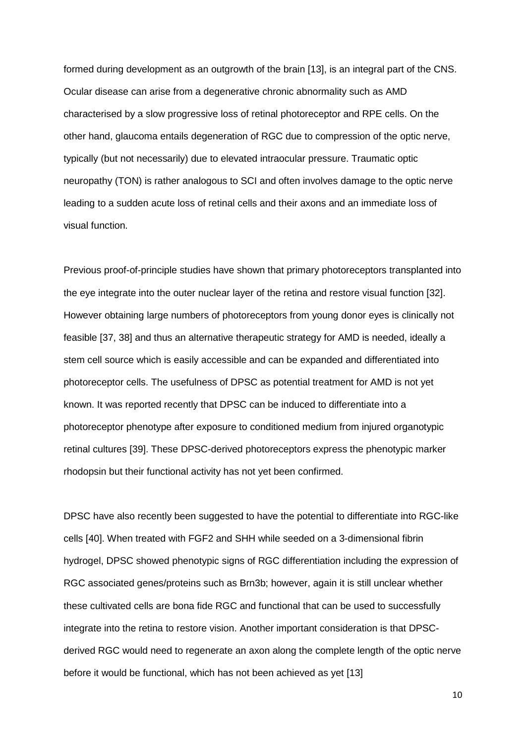formed during development as an outgrowth of the brain [13], is an integral part of the CNS. Ocular disease can arise from a degenerative chronic abnormality such as AMD characterised by a slow progressive loss of retinal photoreceptor and RPE cells. On the other hand, glaucoma entails degeneration of RGC due to compression of the optic nerve, typically (but not necessarily) due to elevated intraocular pressure. Traumatic optic neuropathy (TON) is rather analogous to SCI and often involves damage to the optic nerve leading to a sudden acute loss of retinal cells and their axons and an immediate loss of visual function.

Previous proof-of-principle studies have shown that primary photoreceptors transplanted into the eye integrate into the outer nuclear layer of the retina and restore visual function [32]. However obtaining large numbers of photoreceptors from young donor eyes is clinically not feasible [37, 38] and thus an alternative therapeutic strategy for AMD is needed, ideally a stem cell source which is easily accessible and can be expanded and differentiated into photoreceptor cells. The usefulness of DPSC as potential treatment for AMD is not yet known. It was reported recently that DPSC can be induced to differentiate into a photoreceptor phenotype after exposure to conditioned medium from injured organotypic retinal cultures [39]. These DPSC-derived photoreceptors express the phenotypic marker rhodopsin but their functional activity has not yet been confirmed.

DPSC have also recently been suggested to have the potential to differentiate into RGC-like cells [40]. When treated with FGF2 and SHH while seeded on a 3-dimensional fibrin hydrogel, DPSC showed phenotypic signs of RGC differentiation including the expression of RGC associated genes/proteins such as Brn3b; however, again it is still unclear whether these cultivated cells are bona fide RGC and functional that can be used to successfully integrate into the retina to restore vision. Another important consideration is that DPSC-derived RGC would need to regenerate an axon along the complete length of the optic nerve before it would be functional, which has not been achieved as yet [13]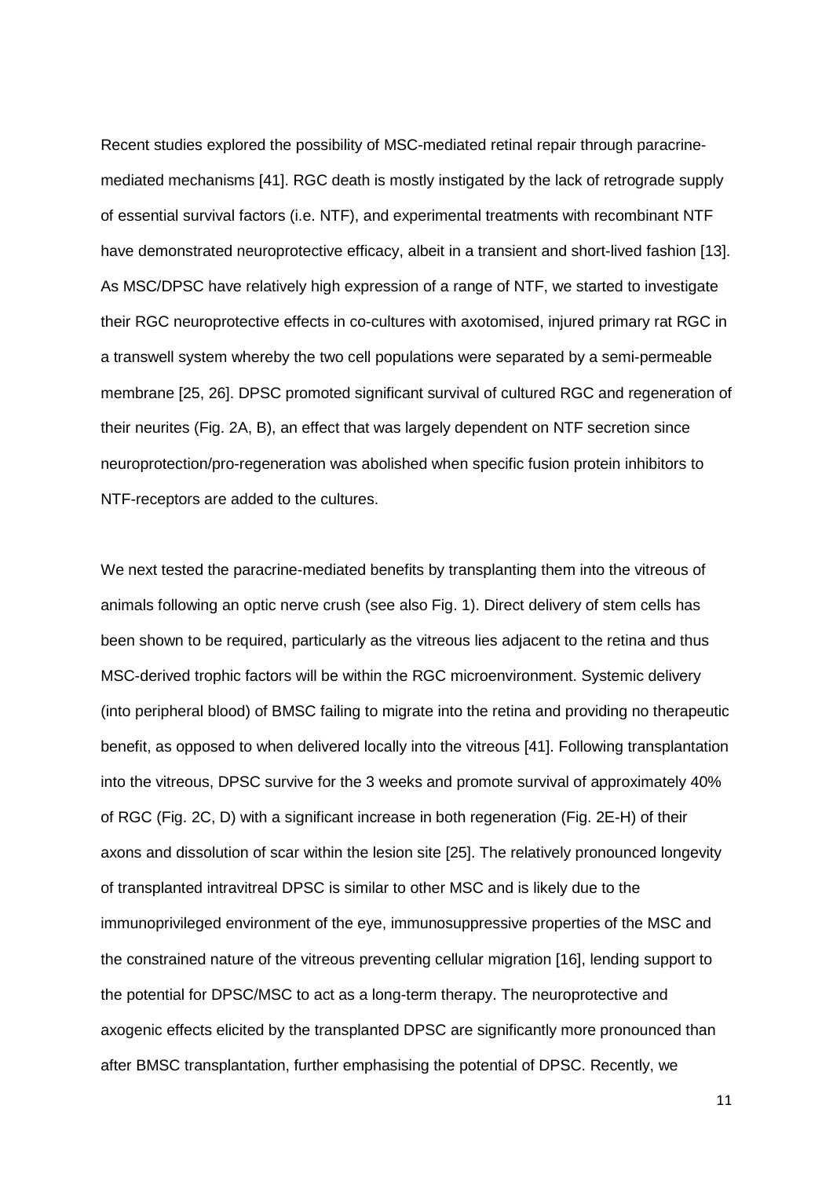Recent studies explored the possibility of MSC-mediated retinal repair through paracrine-mediated mechanisms [41]. RGC death is mostly instigated by the lack of retrograde supply of essential survival factors (i.e. NTF), and experimental treatments with recombinant NTF have demonstrated neuroprotective efficacy, albeit in a transient and short-lived fashion [13]. As MSC/DPSC have relatively high expression of a range of NTF, we started to investigate their RGC neuroprotective effects in co-cultures with axotomised, injured primary rat RGC in a transwell system whereby the two cell populations were separated by a semi-permeable membrane [25, 26]. DPSC promoted significant survival of cultured RGC and regeneration of their neurites (Fig. 2A, B), an effect that was largely dependent on NTF secretion since neuroprotection/pro-regeneration was abolished when specific fusion protein inhibitors to NTF-receptors are added to the cultures.

We next tested the paracrine-mediated benefits by transplanting them into the vitreous of animals following an optic nerve crush (see also Fig. 1). Direct delivery of stem cells has been shown to be required, particularly as the vitreous lies adjacent to the retina and thus MSC-derived trophic factors will be within the RGC microenvironment. Systemic delivery (into peripheral blood) of BMSC failing to migrate into the retina and providing no therapeutic benefit, as opposed to when delivered locally into the vitreous [41]. Following transplantation into the vitreous, DPSC survive for the 3 weeks and promote survival of approximately 40% of RGC (Fig. 2C, D) with a significant increase in both regeneration (Fig. 2E-H) of their axons and dissolution of scar within the lesion site [25]. The relatively pronounced longevity of transplanted intravitreal DPSC is similar to other MSC and is likely due to the immunoprivileged environment of the eye, immunosuppressive properties of the MSC and the constrained nature of the vitreous preventing cellular migration [16], lending support to the potential for DPSC/MSC to act as a long-term therapy. The neuroprotective and axogenic effects elicited by the transplanted DPSC are significantly more pronounced than after BMSC transplantation, further emphasising the potential of DPSC. Recently, we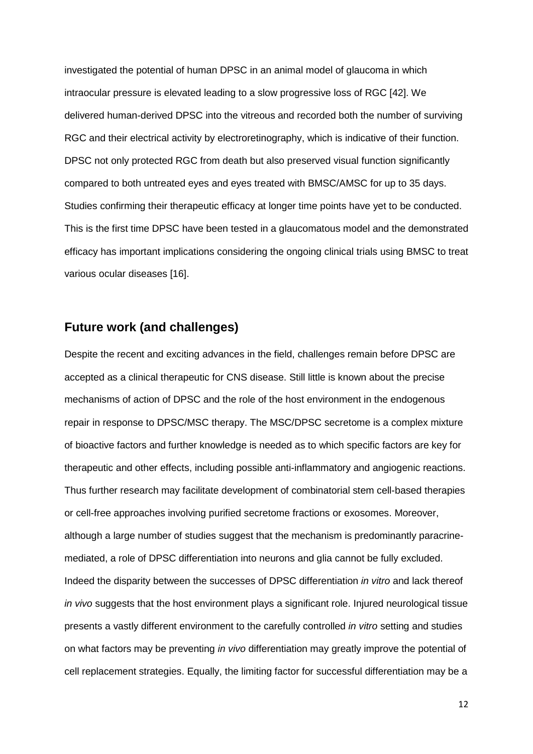investigated the potential of human DPSC in an animal model of glaucoma in which intraocular pressure is elevated leading to a slow progressive loss of RGC [42]. We delivered human-derived DPSC into the vitreous and recorded both the number of surviving RGC and their electrical activity by electroretinography, which is indicative of their function. DPSC not only protected RGC from death but also preserved visual function significantly compared to both untreated eyes and eyes treated with BMSC/AMSC for up to 35 days. Studies confirming their therapeutic efficacy at longer time points have yet to be conducted. This is the first time DPSC have been tested in a glaucomatous model and the demonstrated efficacy has important implications considering the ongoing clinical trials using BMSC to treat various ocular diseases [16].

## Future work (and challenges)

Despite the recent and exciting advances in the field, challenges remain before DPSC are accepted as a clinical therapeutic for CNS disease. Still little is known about the precise mechanisms of action of DPSC and the role of the host environment in the endogenous repair in response to DPSC/MSC therapy. The MSC/DPSC secretome is a complex mixture of bioactive factors and further knowledge is needed as to which specific factors are key for therapeutic and other effects, including possible anti-inflammatory and angiogenic reactions. Thus further research may facilitate development of combinatorial stem cell-based therapies or cell-free approaches involving purified secretome fractions or exosomes. Moreover, although a large number of studies suggest that the mechanism is predominantly paracrine-mediated, a role of DPSC differentiation into neurons and glia cannot be fully excluded. Indeed the disparity between the successes of DPSC differentiation *in vitro* and lack thereof *in vivo* suggests that the host environment plays a significant role. Injured neurological tissue presents a vastly different environment to the carefully controlled *in vitro* setting and studies on what factors may be preventing *in vivo* differentiation may greatly improve the potential of cell replacement strategies. Equally, the limiting factor for successful differentiation may be a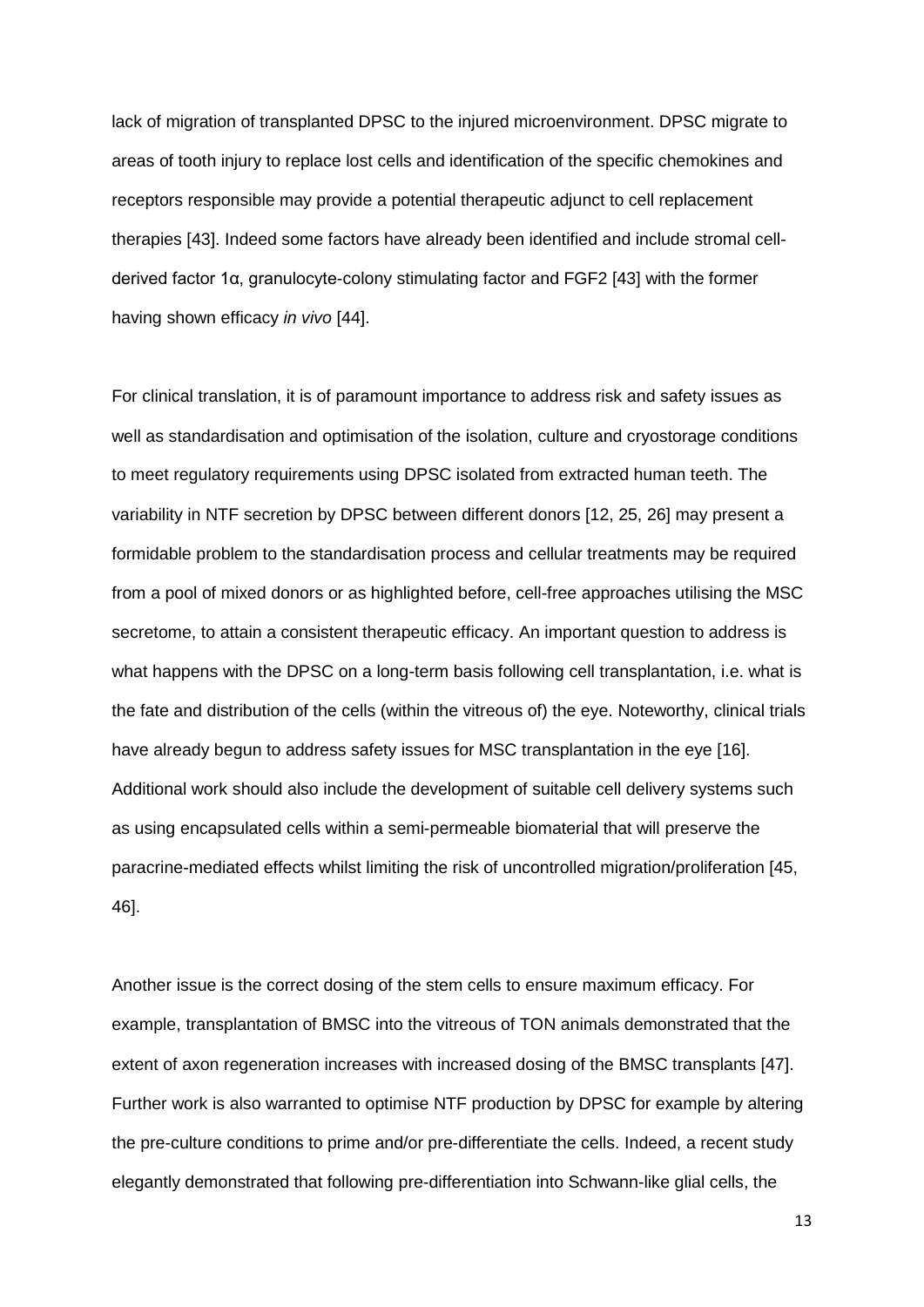lack of migration of transplanted DPSC to the injured microenvironment. DPSC migrate to areas of tooth injury to replace lost cells and identification of the specific chemokines and receptors responsible may provide a potential therapeutic adjunct to cell replacement therapies [43]. Indeed some factors have already been identified and include stromal cell-derived factor 1α, granulocyte-colony stimulating factor and FGF2 [43] with the former having shown efficacy *in vivo* [44].

For clinical translation, it is of paramount importance to address risk and safety issues as well as standardisation and optimisation of the isolation, culture and cryostorage conditions to meet regulatory requirements using DPSC isolated from extracted human teeth. The variability in NTF secretion by DPSC between different donors [12, 25, 26] may present a formidable problem to the standardisation process and cellular treatments may be required from a pool of mixed donors or as highlighted before, cell-free approaches utilising the MSC secretome, to attain a consistent therapeutic efficacy. An important question to address is what happens with the DPSC on a long-term basis following cell transplantation, i.e. what is the fate and distribution of the cells (within the vitreous of) the eye. Noteworthy, clinical trials have already begun to address safety issues for MSC transplantation in the eye [16]. Additional work should also include the development of suitable cell delivery systems such as using encapsulated cells within a semi-permeable biomaterial that will preserve the paracrine-mediated effects whilst limiting the risk of uncontrolled migration/proliferation [45, 46].

Another issue is the correct dosing of the stem cells to ensure maximum efficacy. For example, transplantation of BMSC into the vitreous of TON animals demonstrated that the extent of axon regeneration increases with increased dosing of the BMSC transplants [47]. Further work is also warranted to optimise NTF production by DPSC for example by altering the pre-culture conditions to prime and/or pre-differentiate the cells. Indeed, a recent study elegantly demonstrated that following pre-differentiation into Schwann-like glial cells, the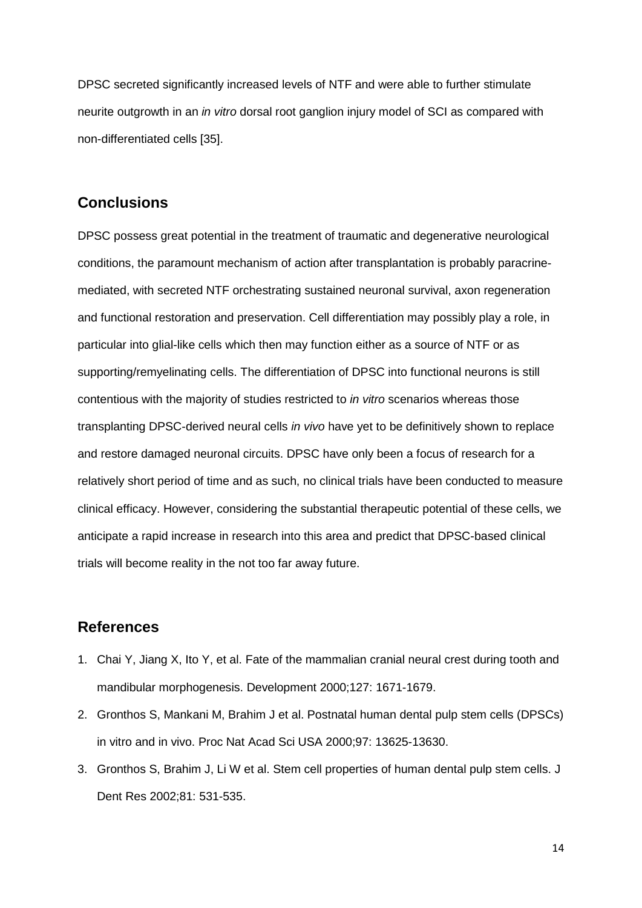DPSC secreted significantly increased levels of NTF and were able to further stimulate neurite outgrowth in an *in vitro* dorsal root ganglion injury model of SCI as compared with non-differentiated cells [35].

## Conclusions

DPSC possess great potential in the treatment of traumatic and degenerative neurological conditions, the paramount mechanism of action after transplantation is probably paracrine-mediated, with secreted NTF orchestrating sustained neuronal survival, axon regeneration and functional restoration and preservation. Cell differentiation may possibly play a role, in particular into glial-like cells which then may function either as a source of NTF or as supporting/remyelinating cells. The differentiation of DPSC into functional neurons is still contentious with the majority of studies restricted to *in vitro* scenarios whereas those transplanting DPSC-derived neural cells *in vivo* have yet to be definitively shown to replace and restore damaged neuronal circuits. DPSC have only been a focus of research for a relatively short period of time and as such, no clinical trials have been conducted to measure clinical efficacy. However, considering the substantial therapeutic potential of these cells, we anticipate a rapid increase in research into this area and predict that DPSC-based clinical trials will become reality in the not too far away future.

## References

1. Chai Y, Jiang X, Ito Y, et al. Fate of the mammalian cranial neural crest during tooth and mandibular morphogenesis. Development 2000;127: 1671-1679.
2. Gronthos S, Mankani M, Brahim J et al. Postnatal human dental pulp stem cells (DPSCs) in vitro and in vivo. Proc Nat Acad Sci USA 2000;97: 13625-13630.
3. Gronthos S, Brahim J, Li W et al. Stem cell properties of human dental pulp stem cells. J Dent Res 2002;81: 531-535.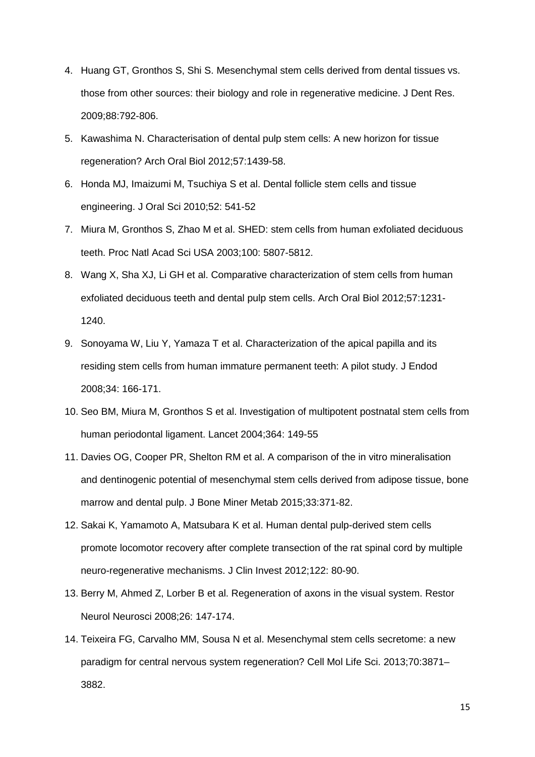4. Huang GT, Gronthos S, Shi S. Mesenchymal stem cells derived from dental tissues vs. those from other sources: their biology and role in regenerative medicine. J Dent Res. 2009;88:792-806.
5. Kawashima N. Characterisation of dental pulp stem cells: A new horizon for tissue regeneration? Arch Oral Biol 2012;57:1439-58.
6. Honda MJ, Imaizumi M, Tsuchiya S et al. Dental follicle stem cells and tissue engineering. J Oral Sci 2010;52: 541-52
7. Miura M, Gronthos S, Zhao M et al. SHED: stem cells from human exfoliated deciduous teeth. Proc Natl Acad Sci USA 2003;100: 5807-5812.
8. Wang X, Sha XJ, Li GH et al. Comparative characterization of stem cells from human exfoliated deciduous teeth and dental pulp stem cells. Arch Oral Biol 2012;57:1231-1240.
9. Sonoyama W, Liu Y, Yamaza T et al. Characterization of the apical papilla and its residing stem cells from human immature permanent teeth: A pilot study. J Endod 2008;34: 166-171.
10. Seo BM, Miura M, Gronthos S et al. Investigation of multipotent postnatal stem cells from human periodontal ligament. Lancet 2004;364: 149-55
11. Davies OG, Cooper PR, Shelton RM et al. A comparison of the in vitro mineralisation and dentinogenic potential of mesenchymal stem cells derived from adipose tissue, bone marrow and dental pulp. J Bone Miner Metab 2015;33:371-82.
12. Sakai K, Yamamoto A, Matsubara K et al. Human dental pulp-derived stem cells promote locomotor recovery after complete transection of the rat spinal cord by multiple neuro-regenerative mechanisms. J Clin Invest 2012;122: 80-90.
13. Berry M, Ahmed Z, Lorber B et al. Regeneration of axons in the visual system. Restor Neurol Neurosci 2008;26: 147-174.
14. Teixeira FG, Carvalho MM, Sousa N et al. Mesenchymal stem cells secretome: a new paradigm for central nervous system regeneration? Cell Mol Life Sci. 2013;70:3871–3882.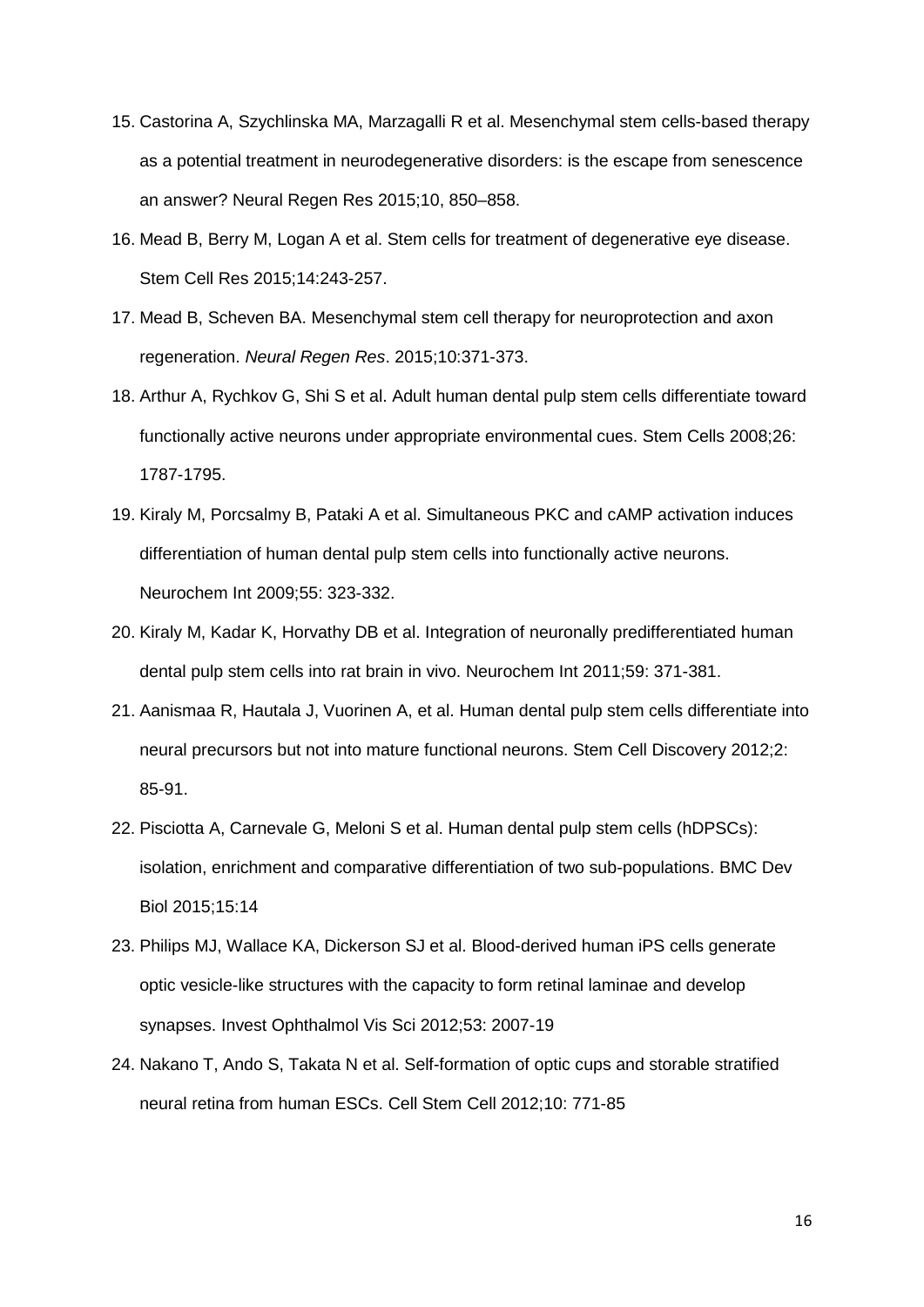15. Castorina A, Szychlinska MA, Marzagalli R et al. Mesenchymal stem cells-based therapy as a potential treatment in neurodegenerative disorders: is the escape from senescence an answer? Neural Regen Res 2015;10, 850–858.
16. Mead B, Berry M, Logan A et al. Stem cells for treatment of degenerative eye disease. Stem Cell Res 2015;14:243-257.
17. Mead B, Scheven BA. Mesenchymal stem cell therapy for neuroprotection and axon regeneration. *Neural Regen Res*. 2015;10:371-373.
18. Arthur A, Rychkov G, Shi S et al. Adult human dental pulp stem cells differentiate toward functionally active neurons under appropriate environmental cues. Stem Cells 2008;26: 1787-1795.
19. Kiraly M, Porcsalmy B, Pataki A et al. Simultaneous PKC and cAMP activation induces differentiation of human dental pulp stem cells into functionally active neurons. Neurochem Int 2009;55: 323-332.
20. Kiraly M, Kadar K, Horvathy DB et al. Integration of neuronally predifferentiated human dental pulp stem cells into rat brain in vivo. Neurochem Int 2011;59: 371-381.
21. Aanismaa R, Hautala J, Vuorinen A, et al. Human dental pulp stem cells differentiate into neural precursors but not into mature functional neurons. Stem Cell Discovery 2012;2: 85-91.
22. Pisciotta A, Carnevale G, Meloni S et al. Human dental pulp stem cells (hDPSCs): isolation, enrichment and comparative differentiation of two sub-populations. BMC Dev Biol 2015;15:14
23. Philips MJ, Wallace KA, Dickerson SJ et al. Blood-derived human iPS cells generate optic vesicle-like structures with the capacity to form retinal laminae and develop synapses. Invest Ophthalmol Vis Sci 2012;53: 2007-19
24. Nakano T, Ando S, Takata N et al. Self-formation of optic cups and storable stratified neural retina from human ESCs. Cell Stem Cell 2012;10: 771-85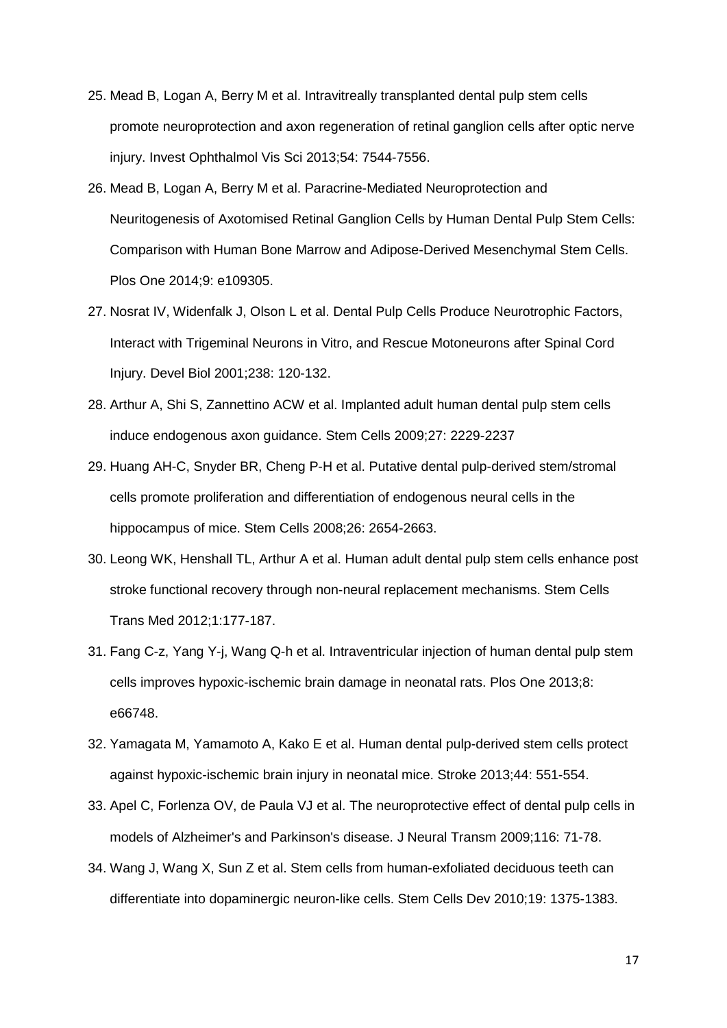25. Mead B, Logan A, Berry M et al. Intravitreally transplanted dental pulp stem cells promote neuroprotection and axon regeneration of retinal ganglion cells after optic nerve injury. Invest Ophthalmol Vis Sci 2013;54: 7544-7556.
26. Mead B, Logan A, Berry M et al. Paracrine-Mediated Neuroprotection and Neuritogenesis of Axotomised Retinal Ganglion Cells by Human Dental Pulp Stem Cells: Comparison with Human Bone Marrow and Adipose-Derived Mesenchymal Stem Cells. Plos One 2014;9: e109305.
27. Nosrat IV, Widenfalk J, Olson L et al. Dental Pulp Cells Produce Neurotrophic Factors, Interact with Trigeminal Neurons in Vitro, and Rescue Motoneurons after Spinal Cord Injury. Devel Biol 2001;238: 120-132.
28. Arthur A, Shi S, Zannettino ACW et al. Implanted adult human dental pulp stem cells induce endogenous axon guidance. Stem Cells 2009;27: 2229-2237
29. Huang AH-C, Snyder BR, Cheng P-H et al. Putative dental pulp-derived stem/stromal cells promote proliferation and differentiation of endogenous neural cells in the hippocampus of mice. Stem Cells 2008;26: 2654-2663.
30. Leong WK, Henshall TL, Arthur A et al. Human adult dental pulp stem cells enhance post stroke functional recovery through non-neural replacement mechanisms. Stem Cells Trans Med 2012;1:177-187.
31. Fang C-z, Yang Y-j, Wang Q-h et al. Intraventricular injection of human dental pulp stem cells improves hypoxic-ischemic brain damage in neonatal rats. Plos One 2013;8: e66748.
32. Yamagata M, Yamamoto A, Kako E et al. Human dental pulp-derived stem cells protect against hypoxic-ischemic brain injury in neonatal mice. Stroke 2013;44: 551-554.
33. Apel C, Forlenza OV, de Paula VJ et al. The neuroprotective effect of dental pulp cells in models of Alzheimer's and Parkinson's disease. J Neural Transm 2009;116: 71-78.
34. Wang J, Wang X, Sun Z et al. Stem cells from human-exfoliated deciduous teeth can differentiate into dopaminergic neuron-like cells. Stem Cells Dev 2010;19: 1375-1383.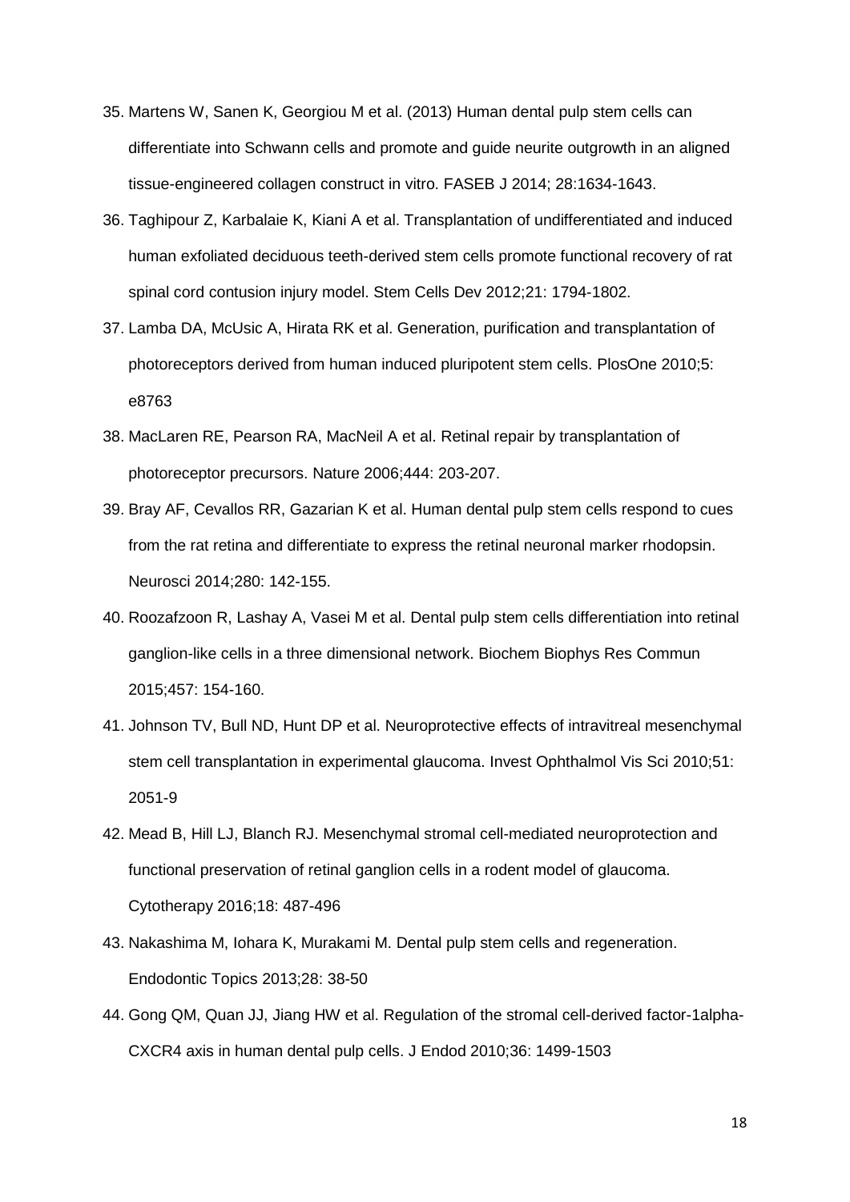35. Martens W, Sanen K, Georgiou M et al. (2013) Human dental pulp stem cells can differentiate into Schwann cells and promote and guide neurite outgrowth in an aligned tissue-engineered collagen construct in vitro. FASEB J 2014; 28:1634-1643.
36. Taghipour Z, Karbalaie K, Kiani A et al. Transplantation of undifferentiated and induced human exfoliated deciduous teeth-derived stem cells promote functional recovery of rat spinal cord contusion injury model. Stem Cells Dev 2012;21: 1794-1802.
37. Lamba DA, McUsic A, Hirata RK et al. Generation, purification and transplantation of photoreceptors derived from human induced pluripotent stem cells. PlosOne 2010;5: e8763
38. MacLaren RE, Pearson RA, MacNeil A et al. Retinal repair by transplantation of photoreceptor precursors. Nature 2006;444: 203-207.
39. Bray AF, Cevallos RR, Gazarian K et al. Human dental pulp stem cells respond to cues from the rat retina and differentiate to express the retinal neuronal marker rhodopsin. Neurosci 2014;280: 142-155.
40. Roozafzoon R, Lashay A, Vasei M et al. Dental pulp stem cells differentiation into retinal ganglion-like cells in a three dimensional network. Biochem Biophys Res Commun 2015;457: 154-160.
41. Johnson TV, Bull ND, Hunt DP et al. Neuroprotective effects of intravitreal mesenchymal stem cell transplantation in experimental glaucoma. Invest Ophthalmol Vis Sci 2010;51: 2051-9
42. Mead B, Hill LJ, Blanch RJ. Mesenchymal stromal cell-mediated neuroprotection and functional preservation of retinal ganglion cells in a rodent model of glaucoma. Cytotherapy 2016;18: 487-496
43. Nakashima M, Iohara K, Murakami M. Dental pulp stem cells and regeneration. Endodontic Topics 2013;28: 38-50
44. Gong QM, Quan JJ, Jiang HW et al. Regulation of the stromal cell-derived factor-1alpha-CXCR4 axis in human dental pulp cells. J Endod 2010;36: 1499-1503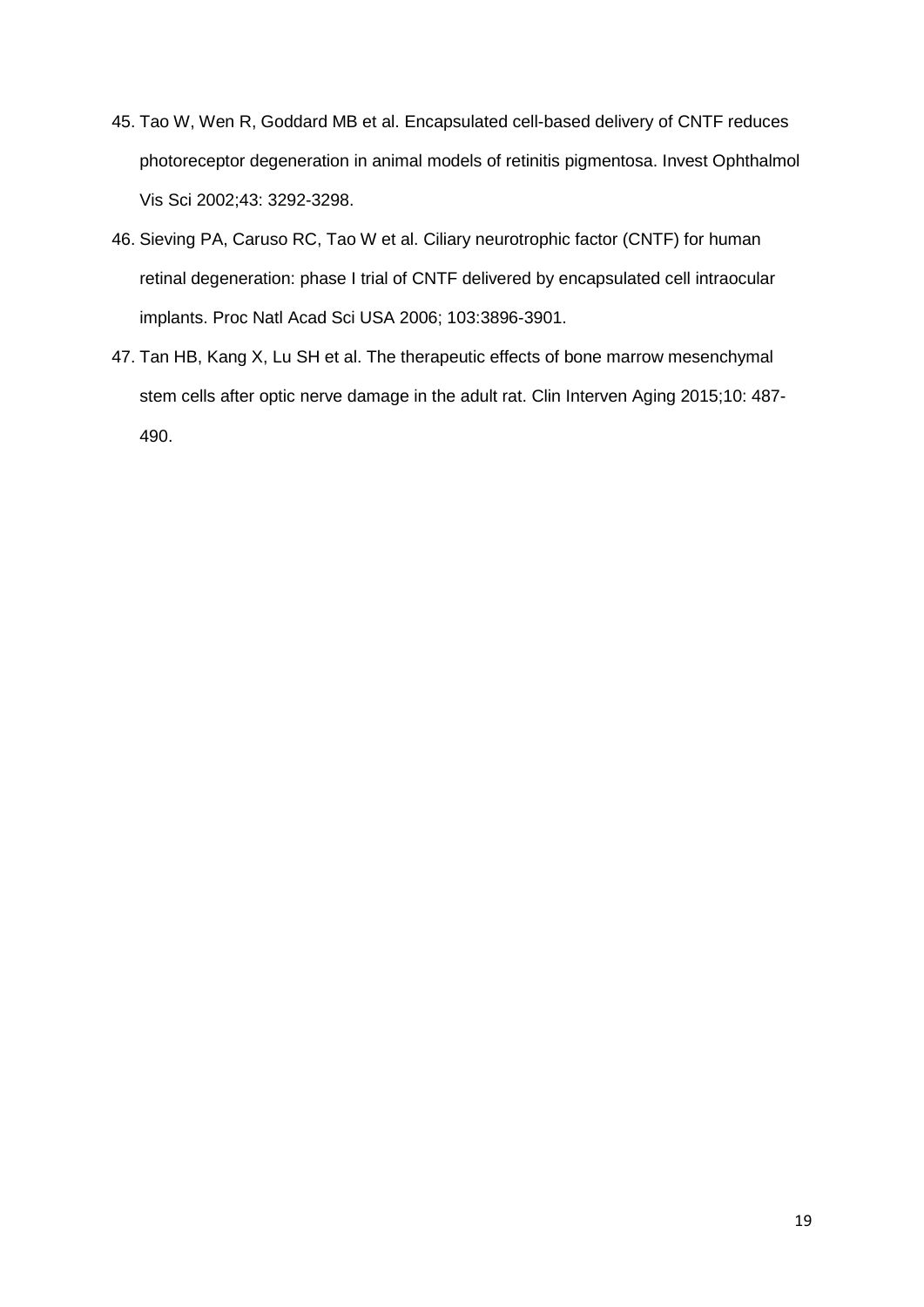45. Tao W, Wen R, Goddard MB et al. Encapsulated cell-based delivery of CNTF reduces photoreceptor degeneration in animal models of retinitis pigmentosa. Invest Ophthalmol Vis Sci 2002;43: 3292-3298.
46. Sieving PA, Caruso RC, Tao W et al. Ciliary neurotrophic factor (CNTF) for human retinal degeneration: phase I trial of CNTF delivered by encapsulated cell intraocular implants. Proc Natl Acad Sci USA 2006; 103:3896-3901.
47. Tan HB, Kang X, Lu SH et al. The therapeutic effects of bone marrow mesenchymal stem cells after optic nerve damage in the adult rat. Clin Interven Aging 2015;10: 487-490.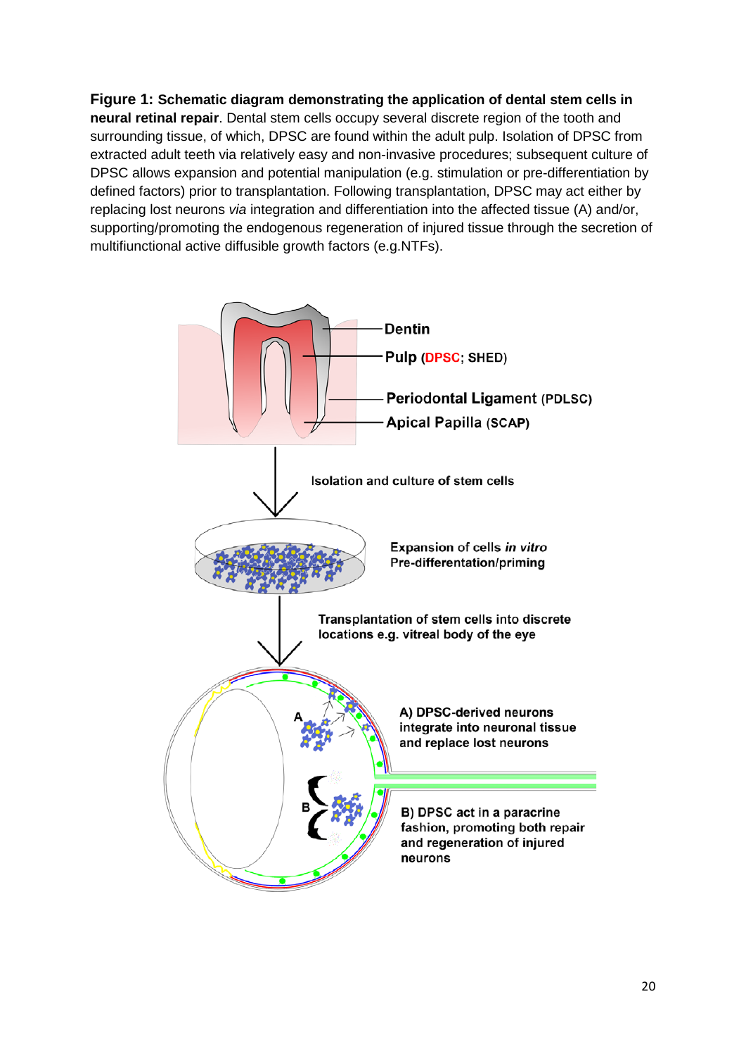**Figure 1: Schematic diagram demonstrating the application of dental stem cells in neural retinal repair**. Dental stem cells occupy several discrete region of the tooth and surrounding tissue, of which, DPSC are found within the adult pulp. Isolation of DPSC from extracted adult teeth via relatively easy and non-invasive procedures; subsequent culture of DPSC allows expansion and potential manipulation (e.g. stimulation or pre-differentiation by defined factors) prior to transplantation. Following transplantation, DPSC may act either by replacing lost neurons *via* integration and differentiation into the affected tissue (A) and/or, supporting/promoting the endogenous regeneration of injured tissue through the secretion of multifiunctional active diffusible growth factors (e.g.NTFs).

Dentin

Pulp (DPSC; SHED)

Periodontal Ligament (PDLSC)

Apical Papilla (SCAP)

Isolation and culture of stem cells

Expansion of cells *in vitro*
Pre-differentation/priming

Transplantation of stem cells into discrete locations e.g. vitreal body of the eye

A) DPSC-derived neurons integrate into neuronal tissue and replace lost neurons

B) DPSC act in a paracrine fashion, promoting both repair and regeneration of injured neurons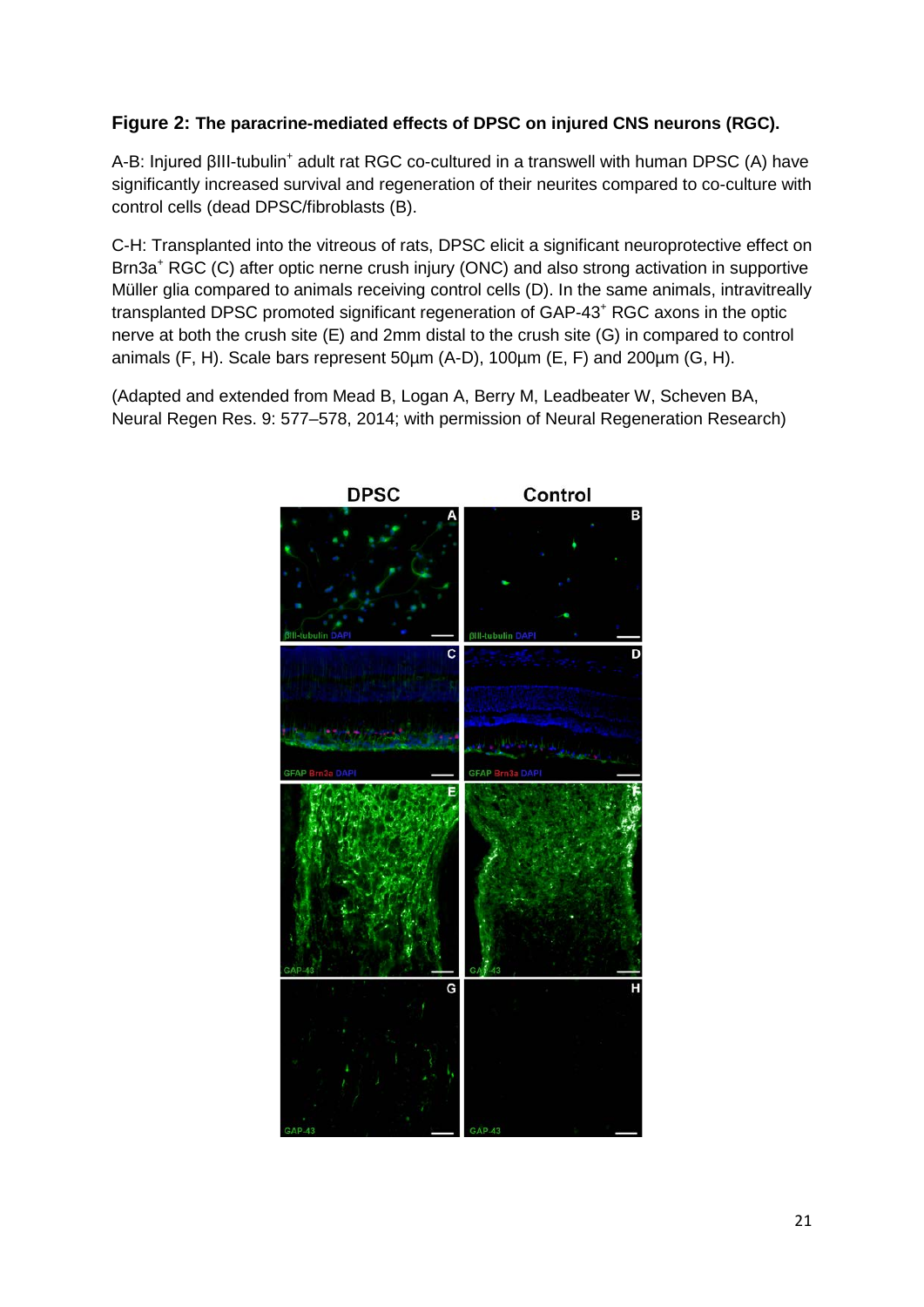**Figure 2: The paracrine-mediated effects of DPSC on injured CNS neurons (RGC).**

A-B: Injured βIII-tubulin$^{+}$ adult rat RGC co-cultured in a transwell with human DPSC (A) have significantly increased survival and regeneration of their neurites compared to co-culture with control cells (dead DPSC/fibroblasts (B).

C-H: Transplanted into the vitreous of rats, DPSC elicit a significant neuroprotective effect on Brn3a$^{+}$ RGC (C) after optic nerne crush injury (ONC) and also strong activation in supportive Müller glia compared to animals receiving control cells (D). In the same animals, intravitreally transplanted DPSC promoted significant regeneration of GAP-43$^{+}$ RGC axons in the optic nerve at both the crush site (E) and 2mm distal to the crush site (G) in compared to control animals (F, H). Scale bars represent 50µm (A-D), 100µm (E, F) and 200µm (G, H).

(Adapted and extended from Mead B, Logan A, Berry M, Leadbeater W, Scheven BA, Neural Regen Res. 9: 577–578, 2014; with permission of Neural Regeneration Research)

DPSC

Control

A

B

βIII-tubulin DAPI

βIII-tubulin DAPI

C

D

GFAP Brn3a DAPI

GFAP Brn3a DAPI

E

F

GAP-43

GAP-43

G

H

GAP-43

GAP-43